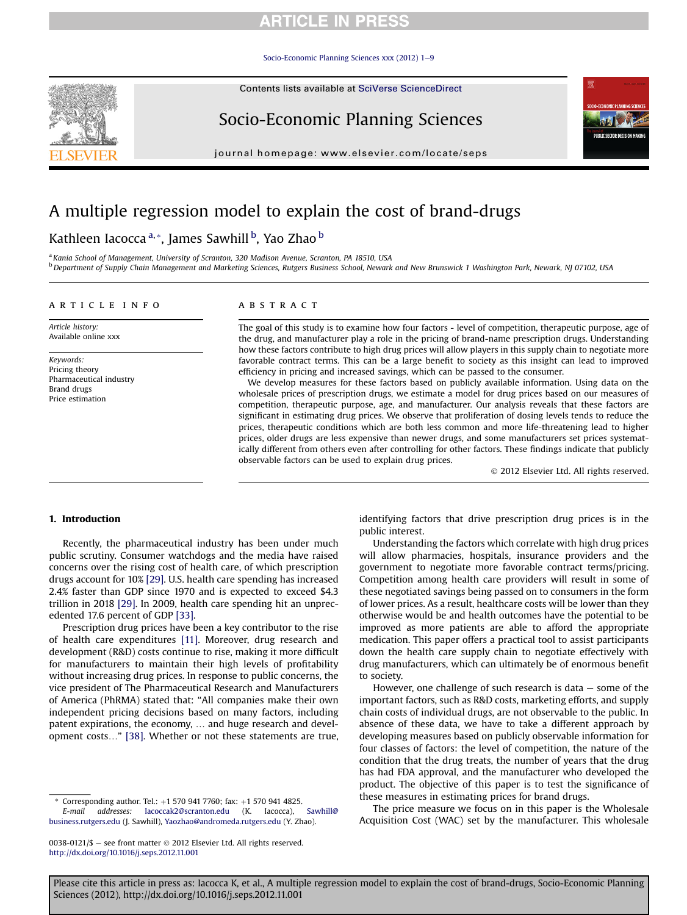# A multiple regression model to explain the cost of brand-drugs

Kathleen Iacocca [a,*], James Sawhill [b], Yao Zhao [b]

[a] Kania School of Management, University of Scranton, 320 Madison Avenue, Scranton, PA 18510, USA
[b] Department of Supply Chain Management and Marketing Sciences, Rutgers Business School, Newark and New Brunswick 1 Washington Park, Newark, NJ 07102, USA

**ARTICLE INFO**

*Article history:*
Available online xxx

*Keywords:*
Pricing theory
Pharmaceutical industry
Brand drugs
Price estimation

**ABSTRACT**

The goal of this study is to examine how four factors - level of competition, therapeutic purpose, age of the drug, and manufacturer play a role in the pricing of brand-name prescription drugs. Understanding how these factors contribute to high drug prices will allow players in this supply chain to negotiate more favorable contract terms. This can be a large benefit to society as this insight can lead to improved efficiency in pricing and increased savings, which can be passed to the consumer.

We develop measures for these factors based on publicly available information. Using data on the wholesale prices of prescription drugs, we estimate a model for drug prices based on our measures of competition, therapeutic purpose, age, and manufacturer. Our analysis reveals that these factors are significant in estimating drug prices. We observe that proliferation of dosing levels tends to reduce the prices, therapeutic conditions which are both less common and more life-threatening lead to higher prices, older drugs are less expensive than newer drugs, and some manufacturers set prices systematically different from others even after controlling for other factors. These findings indicate that publicly observable factors can be used to explain drug prices.

© 2012 Elsevier Ltd. All rights reserved.

## 1. Introduction

Recently, the pharmaceutical industry has been under much public scrutiny. Consumer watchdogs and the media have raised concerns over the rising cost of health care, of which prescription drugs account for 10% [29]. U.S. health care spending has increased 2.4% faster than GDP since 1970 and is expected to exceed $4.3 trillion in 2018 [29]. In 2009, health care spending hit an unprecedented 17.6 percent of GDP [33].

Prescription drug prices have been a key contributor to the rise of health care expenditures [11]. Moreover, drug research and development (R&D) costs continue to rise, making it more difficult for manufacturers to maintain their high levels of profitability without increasing drug prices. In response to public concerns, the vice president of The Pharmaceutical Research and Manufacturers of America (PhRMA) stated that: "All companies make their own independent pricing decisions based on many factors, including patent expirations, the economy, … and huge research and development costs…" [38]. Whether or not these statements are true, identifying factors that drive prescription drug prices is in the public interest.

Understanding the factors which correlate with high drug prices will allow pharmacies, hospitals, insurance providers and the government to negotiate more favorable contract terms/pricing. Competition among health care providers will result in some of these negotiated savings being passed on to consumers in the form of lower prices. As a result, healthcare costs will be lower than they otherwise would be and health outcomes have the potential to be improved as more patients are able to afford the appropriate medication. This paper offers a practical tool to assist participants down the health care supply chain to negotiate effectively with drug manufacturers, which can ultimately be of enormous benefit to society.

However, one challenge of such research is data – some of the important factors, such as R&D costs, marketing efforts, and supply chain costs of individual drugs, are not observable to the public. In absence of these data, we have to take a different approach by developing measures based on publicly observable information for four classes of factors: the level of competition, the nature of the condition that the drug treats, the number of years that the drug has had FDA approval, and the manufacturer who developed the product. The objective of this paper is to test the significance of these measures in estimating prices for brand drugs.

The price measure we focus on in this paper is the Wholesale Acquisition Cost (WAC) set by the manufacturer. This wholesale

\* Corresponding author. Tel.: +1 570 941 7760; fax: +1 570 941 4825.
*E-mail addresses:* Iacoccak2@scranton.edu (K. Iacocca), Sawhill@business.rutgers.edu (J. Sawhill), Yaozhao@andromeda.rutgers.edu (Y. Zhao).

0038-0121/$ – see front matter © 2012 Elsevier Ltd. All rights reserved.
http://dx.doi.org/10.1016/j.seps.2012.11.001

Please cite this article in press as: Iacocca K, et al., A multiple regression model to explain the cost of brand-drugs, Socio-Economic Planning Sciences (2012), http://dx.doi.org/10.1016/j.seps.2012.11.001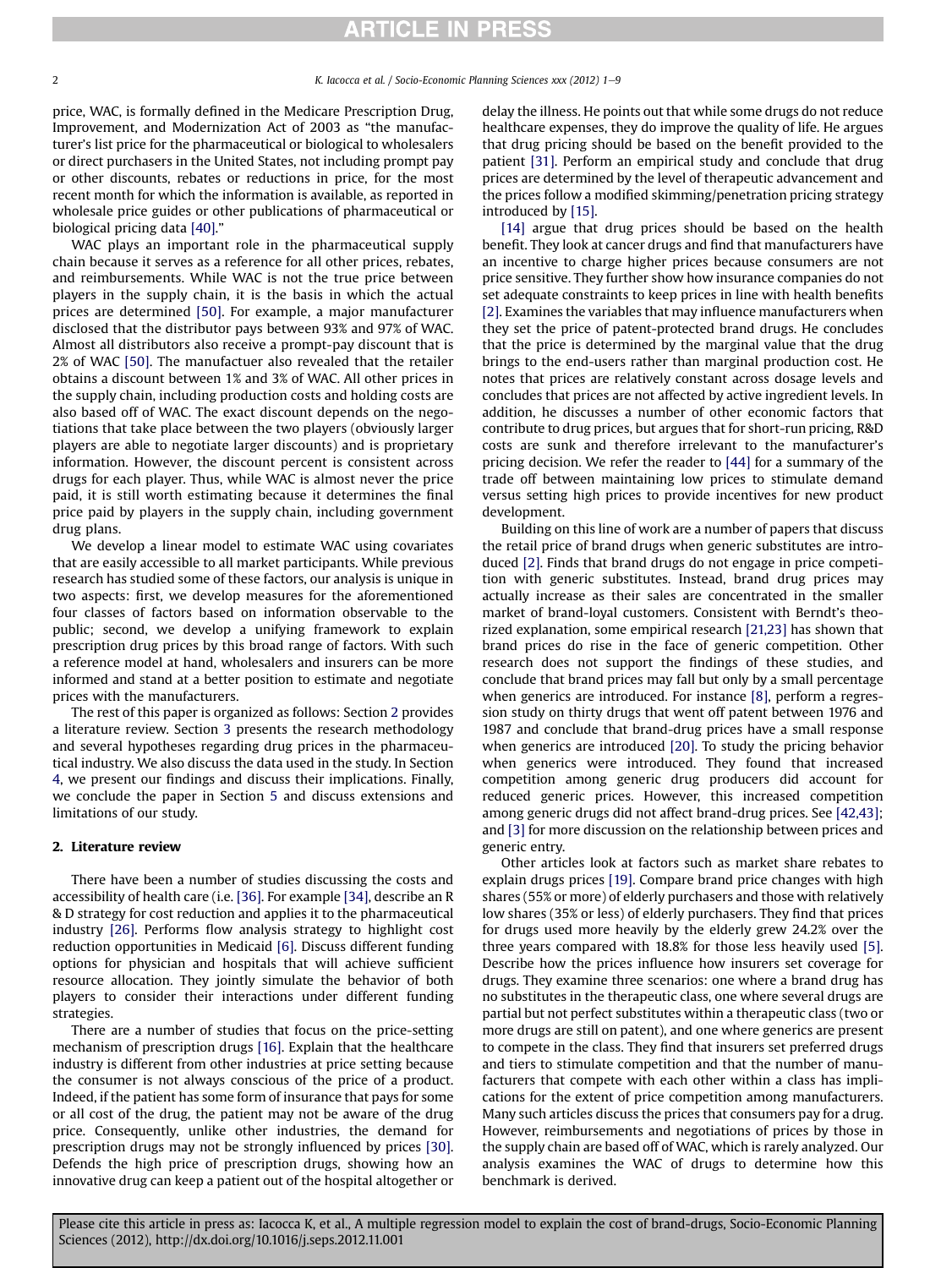price, WAC, is formally defined in the Medicare Prescription Drug, Improvement, and Modernization Act of 2003 as "the manufacturer's list price for the pharmaceutical or biological to wholesalers or direct purchasers in the United States, not including prompt pay or other discounts, rebates or reductions in price, for the most recent month for which the information is available, as reported in wholesale price guides or other publications of pharmaceutical or biological pricing data [40]."

WAC plays an important role in the pharmaceutical supply chain because it serves as a reference for all other prices, rebates, and reimbursements. While WAC is not the true price between players in the supply chain, it is the basis in which the actual prices are determined [50]. For example, a major manufacturer disclosed that the distributor pays between 93% and 97% of WAC. Almost all distributors also receive a prompt-pay discount that is 2% of WAC [50]. The manufactuer also revealed that the retailer obtains a discount between 1% and 3% of WAC. All other prices in the supply chain, including production costs and holding costs are also based off of WAC. The exact discount depends on the negotiations that take place between the two players (obviously larger players are able to negotiate larger discounts) and is proprietary information. However, the discount percent is consistent across drugs for each player. Thus, while WAC is almost never the price paid, it is still worth estimating because it determines the final price paid by players in the supply chain, including government drug plans.

We develop a linear model to estimate WAC using covariates that are easily accessible to all market participants. While previous research has studied some of these factors, our analysis is unique in two aspects: first, we develop measures for the aforementioned four classes of factors based on information observable to the public; second, we develop a unifying framework to explain prescription drug prices by this broad range of factors. With such a reference model at hand, wholesalers and insurers can be more informed and stand at a better position to estimate and negotiate prices with the manufacturers.

The rest of this paper is organized as follows: Section 2 provides a literature review. Section 3 presents the research methodology and several hypotheses regarding drug prices in the pharmaceutical industry. We also discuss the data used in the study. In Section 4, we present our findings and discuss their implications. Finally, we conclude the paper in Section 5 and discuss extensions and limitations of our study.

## 2. Literature review

There have been a number of studies discussing the costs and accessibility of health care (i.e. [36]. For example [34], describe an R & D strategy for cost reduction and applies it to the pharmaceutical industry [26]. Performs flow analysis strategy to highlight cost reduction opportunities in Medicaid [6]. Discuss different funding options for physician and hospitals that will achieve sufficient resource allocation. They jointly simulate the behavior of both players to consider their interactions under different funding strategies.

There are a number of studies that focus on the price-setting mechanism of prescription drugs [16]. Explain that the healthcare industry is different from other industries at price setting because the consumer is not always conscious of the price of a product. Indeed, if the patient has some form of insurance that pays for some or all cost of the drug, the patient may not be aware of the drug price. Consequently, unlike other industries, the demand for prescription drugs may not be strongly influenced by prices [30]. Defends the high price of prescription drugs, showing how an innovative drug can keep a patient out of the hospital altogether or delay the illness. He points out that while some drugs do not reduce healthcare expenses, they do improve the quality of life. He argues that drug pricing should be based on the benefit provided to the patient [31]. Perform an empirical study and conclude that drug prices are determined by the level of therapeutic advancement and the prices follow a modified skimming/penetration pricing strategy introduced by [15].

[14] argue that drug prices should be based on the health benefit. They look at cancer drugs and find that manufacturers have an incentive to charge higher prices because consumers are not price sensitive. They further show how insurance companies do not set adequate constraints to keep prices in line with health benefits [2]. Examines the variables that may influence manufacturers when they set the price of patent-protected brand drugs. He concludes that the price is determined by the marginal value that the drug brings to the end-users rather than marginal production cost. He notes that prices are relatively constant across dosage levels and concludes that prices are not affected by active ingredient levels. In addition, he discusses a number of other economic factors that contribute to drug prices, but argues that for short-run pricing, R&D costs are sunk and therefore irrelevant to the manufacturer's pricing decision. We refer the reader to [44] for a summary of the trade off between maintaining low prices to stimulate demand versus setting high prices to provide incentives for new product development.

Building on this line of work are a number of papers that discuss the retail price of brand drugs when generic substitutes are introduced [2]. Finds that brand drugs do not engage in price competition with generic substitutes. Instead, brand drug prices may actually increase as their sales are concentrated in the smaller market of brand-loyal customers. Consistent with Berndt's theorized explanation, some empirical research [21,23] has shown that brand prices do rise in the face of generic competition. Other research does not support the findings of these studies, and conclude that brand prices may fall but only by a small percentage when generics are introduced. For instance [8], perform a regression study on thirty drugs that went off patent between 1976 and 1987 and conclude that brand-drug prices have a small response when generics are introduced [20]. To study the pricing behavior when generics were introduced. They found that increased competition among generic drug producers did account for reduced generic prices. However, this increased competition among generic drugs did not affect brand-drug prices. See [42,43]; and [3] for more discussion on the relationship between prices and generic entry.

Other articles look at factors such as market share rebates to explain drugs prices [19]. Compare brand price changes with high shares (55% or more) of elderly purchasers and those with relatively low shares (35% or less) of elderly purchasers. They find that prices for drugs used more heavily by the elderly grew 24.2% over the three years compared with 18.8% for those less heavily used [5]. Describe how the prices influence how insurers set coverage for drugs. They examine three scenarios: one where a brand drug has no substitutes in the therapeutic class, one where several drugs are partial but not perfect substitutes within a therapeutic class (two or more drugs are still on patent), and one where generics are present to compete in the class. They find that insurers set preferred drugs and tiers to stimulate competition and that the number of manufacturers that compete with each other within a class has implications for the extent of price competition among manufacturers. Many such articles discuss the prices that consumers pay for a drug. However, reimbursements and negotiations of prices by those in the supply chain are based off of WAC, which is rarely analyzed. Our analysis examines the WAC of drugs to determine how this benchmark is derived.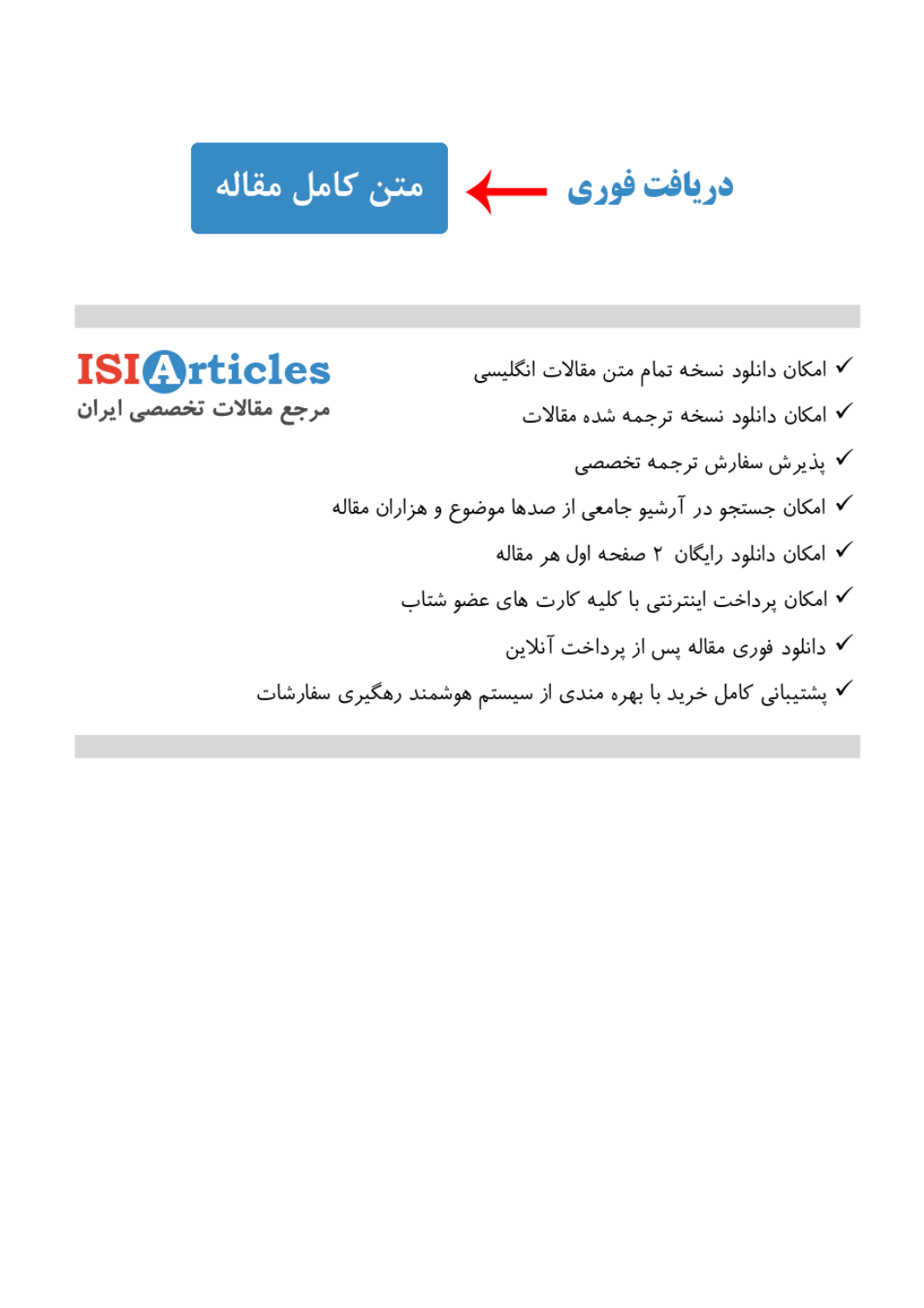دریافت فوری ← **متن کامل مقاله**

---

ISIArticles

مرجع مقالات تخصصی ایران

- ✓ امکان دانلود نسخه تمام متن مقالات انگلیسی
- ✓ امکان دانلود نسخه ترجمه شده مقالات
- ✓ پذیرش سفارش ترجمه تخصصی
- ✓ امکان جستجو در آرشیو جامعی از صدها موضوع و هزاران مقاله
- ✓ امکان دانلود رایگان ۲ صفحه اول هر مقاله
- ✓ امکان پرداخت اینترنتی با کلیه کارت های عضو شتاب
- ✓ دانلود فوری مقاله پس از پرداخت آنلاین
- ✓ پشتیبانی کامل خرید با بهره مندی از سیستم هوشمند رهگیری سفارشات

---